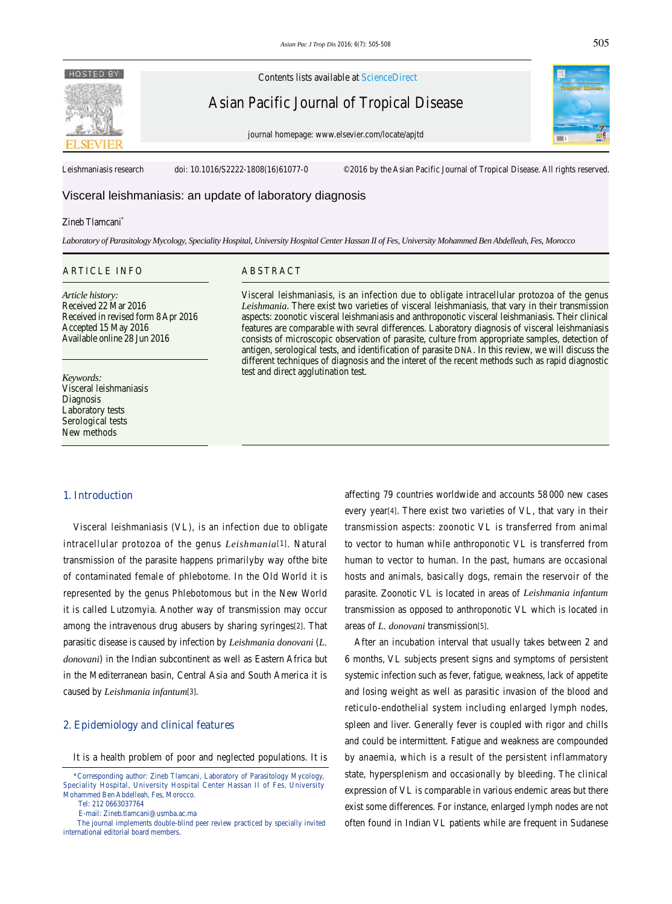Contents lists available at ScienceDirect

Asian Pacific Journal of Tropical Disease

journal homepage: www.elsevier.com/locate/apjtd

Leishmaniasis research doi: 10.1016/S2222-1808(16)61077-0 ©2016 by the Asian Pacific Journal of Tropical Disease. All rights reserved.

# Visceral leishmaniasis: an update of laboratory diagnosis

Zineb Tlamcani*

*Laboratory of Parasitology Mycology, Speciality Hospital, University Hospital Center Hassan II of Fes, University Mohammed Ben Abdelleah, Fes, Morocco*

## ARTICLE INFO

*Article history:*
Received 22 Mar 2016
Received in revised form 8 Apr 2016
Accepted 15 May 2016
Available online 28 Jun 2016

*Keywords:*
Visceral leishmaniasis
Diagnosis
Laboratory tests
Serological tests
New methods

## ABSTRACT

Visceral leishmaniasis, is an infection due to obligate intracellular protozoa of the genus *Leishmania*. There exist two varieties of visceral leishmaniasis, that vary in their transmission aspects: zoonotic visceral leishmaniasis and anthroponotic visceral leishmaniasis. Their clinical features are comparable with sevral differences. Laboratory diagnosis of visceral leishmaniasis consists of microscopic observation of parasite, culture from appropriate samples, detection of antigen, serological tests, and identification of parasite DNA. In this review, we will discuss the different techniques of diagnosis and the interet of the recent methods such as rapid diagnostic test and direct agglutination test.

## 1. Introduction

Visceral leishmaniasis (VL), is an infection due to obligate intracellular protozoa of the genus *Leishmania*[1]. Natural transmission of the parasite happens primarilyby way ofthe bite of contaminated female of phlebotome. In the Old World it is represented by the genus Phlebotomous but in the New World it is called Lutzomyia. Another way of transmission may occur among the intravenous drug abusers by sharing syringes[2]. That parasitic disease is caused by infection by *Leishmania donovani* (*L. donovani*) in the Indian subcontinent as well as Eastern Africa but in the Mediterranean basin, Central Asia and South America it is caused by *Leishmania infantum*[3].

## 2. Epidemiology and clinical features

It is a health problem of poor and neglected populations. It is affecting 79 countries worldwide and accounts 58 000 new cases every year[4]. There exist two varieties of VL, that vary in their transmission aspects: zoonotic VL is transferred from animal to vector to human while anthroponotic VL is transferred from human to vector to human. In the past, humans are occasional hosts and animals, basically dogs, remain the reservoir of the parasite. Zoonotic VL is located in areas of *Leishmania infantum* transmission as opposed to anthroponotic VL which is located in areas of *L. donovani* transmission[5].

After an incubation interval that usually takes between 2 and 6 months, VL subjects present signs and symptoms of persistent systemic infection such as fever, fatigue, weakness, lack of appetite and losing weight as well as parasitic invasion of the blood and reticulo-endothelial system including enlarged lymph nodes, spleen and liver. Generally fever is coupled with rigor and chills and could be intermittent. Fatigue and weakness are compounded by anaemia, which is a result of the persistent inflammatory state, hypersplenism and occasionally by bleeding. The clinical expression of VL is comparable in various endemic areas but there exist some differences. For instance, enlarged lymph nodes are not often found in Indian VL patients while are frequent in Sudanese

*Corresponding author: Zineb Tlamcani, Laboratory of Parasitology Mycology, Speciality Hospital, University Hospital Center Hassan II of Fes, University Mohammed Ben Abdelleah, Fes, Morocco.
Tel: 212 0663037764
E-mail: Zineb.tlamcani@usmba.ac.ma
The journal implements double-blind peer review practiced by specially invited international editorial board members.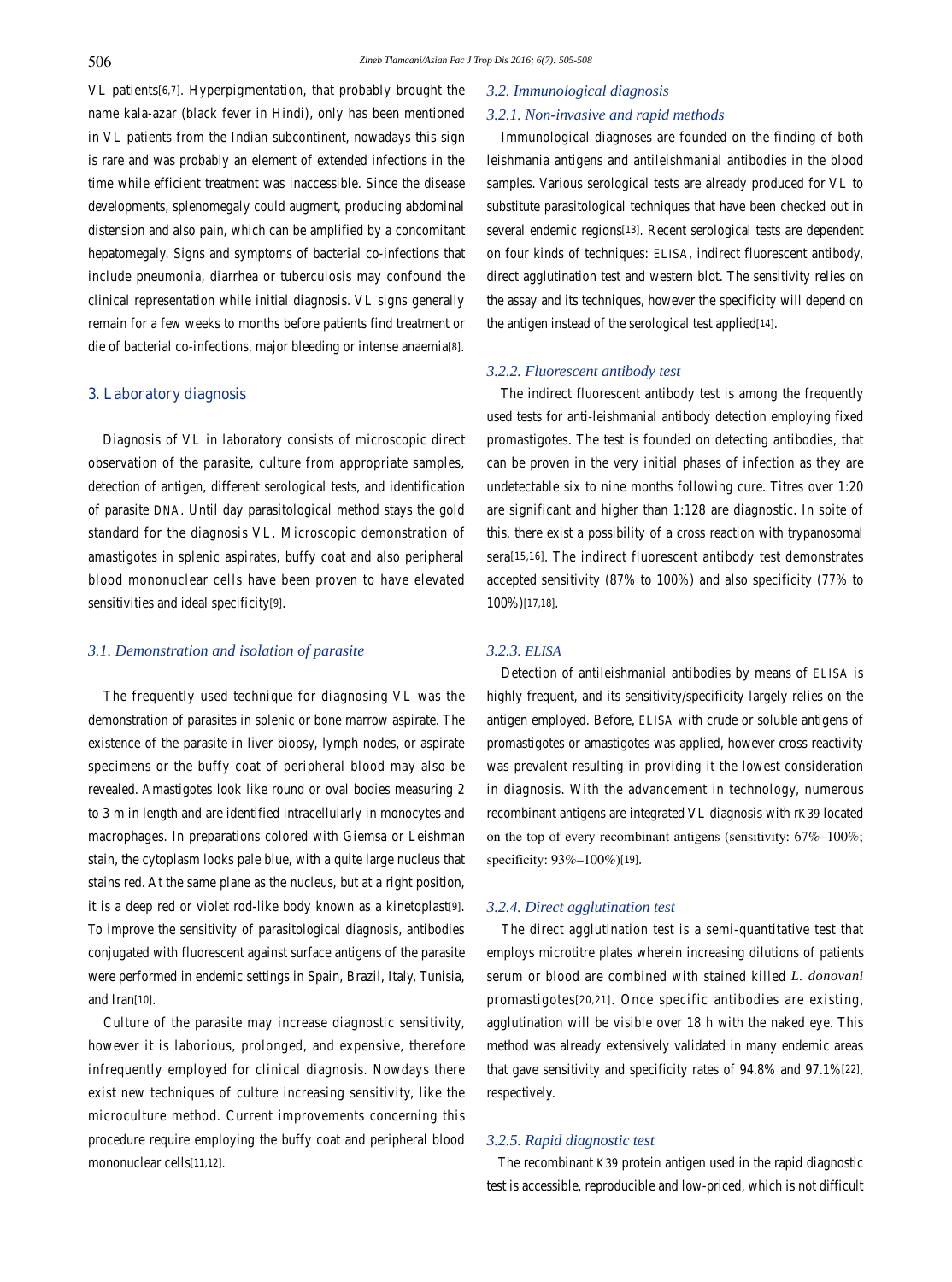VL patients[6,7]. Hyperpigmentation, that probably brought the name kala-azar (black fever in Hindi), only has been mentioned in VL patients from the Indian subcontinent, nowadays this sign is rare and was probably an element of extended infections in the time while efficient treatment was inaccessible. Since the disease developments, splenomegaly could augment, producing abdominal distension and also pain, which can be amplified by a concomitant hepatomegaly. Signs and symptoms of bacterial co-infections that include pneumonia, diarrhea or tuberculosis may confound the clinical representation while initial diagnosis. VL signs generally remain for a few weeks to months before patients find treatment or die of bacterial co-infections, major bleeding or intense anaemia[8].

## 3. Laboratory diagnosis

Diagnosis of VL in laboratory consists of microscopic direct observation of the parasite, culture from appropriate samples, detection of antigen, different serological tests, and identification of parasite DNA. Until day parasitological method stays the gold standard for the diagnosis VL. Microscopic demonstration of amastigotes in splenic aspirates, buffy coat and also peripheral blood mononuclear cells have been proven to have elevated sensitivities and ideal specificity[9].

### 3.1. Demonstration and isolation of parasite

The frequently used technique for diagnosing VL was the demonstration of parasites in splenic or bone marrow aspirate. The existence of the parasite in liver biopsy, lymph nodes, or aspirate specimens or the buffy coat of peripheral blood may also be revealed. Amastigotes look like round or oval bodies measuring 2 to 3 m in length and are identified intracellularly in monocytes and macrophages. In preparations colored with Giemsa or Leishman stain, the cytoplasm looks pale blue, with a quite large nucleus that stains red. At the same plane as the nucleus, but at a right position, it is a deep red or violet rod-like body known as a kinetoplast[9]. To improve the sensitivity of parasitological diagnosis, antibodies conjugated with fluorescent against surface antigens of the parasite were performed in endemic settings in Spain, Brazil, Italy, Tunisia, and Iran[10].

Culture of the parasite may increase diagnostic sensitivity, however it is laborious, prolonged, and expensive, therefore infrequently employed for clinical diagnosis. Nowdays there exist new techniques of culture increasing sensitivity, like the microculture method. Current improvements concerning this procedure require employing the buffy coat and peripheral blood mononuclear cells[11,12].

### 3.2. Immunological diagnosis

#### 3.2.1. Non-invasive and rapid methods

Immunological diagnoses are founded on the finding of both leishmania antigens and antileishmanial antibodies in the blood samples. Various serological tests are already produced for VL to substitute parasitological techniques that have been checked out in several endemic regions[13]. Recent serological tests are dependent on four kinds of techniques: ELISA, indirect fluorescent antibody, direct agglutination test and western blot. The sensitivity relies on the assay and its techniques, however the specificity will depend on the antigen instead of the serological test applied[14].

#### 3.2.2. Fluorescent antibody test

The indirect fluorescent antibody test is among the frequently used tests for anti-leishmanial antibody detection employing fixed promastigotes. The test is founded on detecting antibodies, that can be proven in the very initial phases of infection as they are undetectable six to nine months following cure. Titres over 1:20 are significant and higher than 1:128 are diagnostic. In spite of this, there exist a possibility of a cross reaction with trypanosomal sera[15,16]. The indirect fluorescent antibody test demonstrates accepted sensitivity (87% to 100%) and also specificity (77% to 100%)[17,18].

#### 3.2.3. ELISA

Detection of antileishmanial antibodies by means of ELISA is highly frequent, and its sensitivity/specificity largely relies on the antigen employed. Before, ELISA with crude or soluble antigens of promastigotes or amastigotes was applied, however cross reactivity was prevalent resulting in providing it the lowest consideration in diagnosis. With the advancement in technology, numerous recombinant antigens are integrated VL diagnosis with rK39 located on the top of every recombinant antigens (sensitivity: 67%–100%; specificity: 93%–100%)[19].

#### 3.2.4. Direct agglutination test

The direct agglutination test is a semi-quantitative test that employs microtitre plates wherein increasing dilutions of patients serum or blood are combined with stained killed *L. donovani* promastigotes[20,21]. Once specific antibodies are existing, agglutination will be visible over 18 h with the naked eye. This method was already extensively validated in many endemic areas that gave sensitivity and specificity rates of 94.8% and 97.1%[22], respectively.

#### 3.2.5. Rapid diagnostic test

The recombinant K39 protein antigen used in the rapid diagnostic test is accessible, reproducible and low-priced, which is not difficult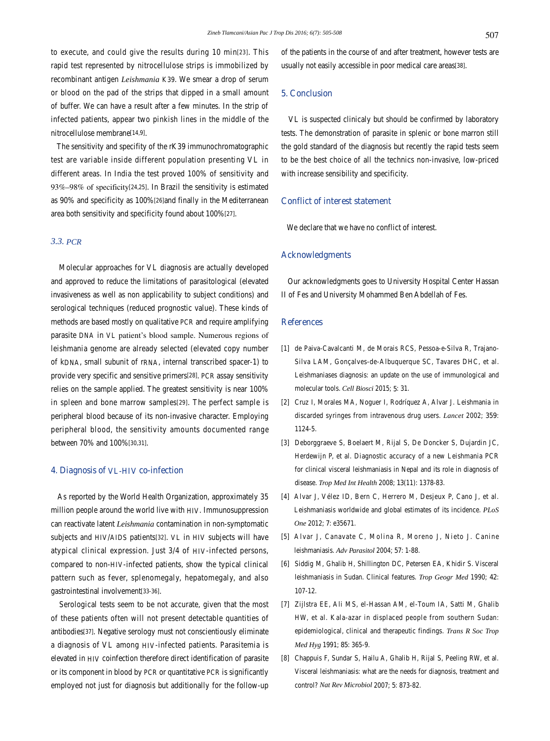to execute, and could give the results during 10 min[23]. This rapid test represented by nitrocellulose strips is immobilized by recombinant antigen *Leishmania* K39. We smear a drop of serum or blood on the pad of the strips that dipped in a small amount of buffer. We can have a result after a few minutes. In the strip of infected patients, appear two pinkish lines in the middle of the nitrocellulose membrane[14,9].

The sensitivity and specifity of the rK39 immunochromatographic test are variable inside different population presenting VL in different areas. In India the test proved 100% of sensitivity and 93%–98% of specificity[24,25]. In Brazil the sensitivity is estimated as 90% and specificity as 100%[26]and finally in the Mediterranean area both sensitivity and specificity found about 100%[27].

### 3.3. PCR

Molecular approaches for VL diagnosis are actually developed and approved to reduce the limitations of parasitological (elevated invasiveness as well as non applicability to subject conditions) and serological techniques (reduced prognostic value). These kinds of methods are based mostly on qualitative PCR and require amplifying parasite DNA in VL patient's blood sample. Numerous regions of leishmania genome are already selected (elevated copy number of kDNA, small subunit of rRNA, internal transcribed spacer-1) to provide very specific and sensitive primers[28]. PCR assay sensitivity relies on the sample applied. The greatest sensitivity is near 100% in spleen and bone marrow samples[29]. The perfect sample is peripheral blood because of its non-invasive character. Employing peripheral blood, the sensitivity amounts documented range between 70% and 100%[30,31].

## 4. Diagnosis of VL-HIV co-infection

As reported by the World Health Organization, approximately 35 million people around the world live with HIV. Immunosuppression can reactivate latent *Leishmania* contamination in non-symptomatic subjects and HIV/AIDS patients[32]. VL in HIV subjects will have atypical clinical expression. Just 3/4 of HIV-infected persons, compared to non-HIV-infected patients, show the typical clinical pattern such as fever, splenomegaly, hepatomegaly, and also gastrointestinal involvement[33-36].

Serological tests seem to be not accurate, given that the most of these patients often will not present detectable quantities of antibodies[37]. Negative serology must not conscientiously eliminate a diagnosis of VL among HIV-infected patients. Parasitemia is elevated in HIV coinfection therefore direct identification of parasite or its component in blood by PCR or quantitative PCR is significantly employed not just for diagnosis but additionally for the follow-up of the patients in the course of and after treatment, however tests are usually not easily accessible in poor medical care areas[38].

## 5. Conclusion

VL is suspected clinicaly but should be confirmed by laboratory tests. The demonstration of parasite in splenic or bone marron still the gold standard of the diagnosis but recently the rapid tests seem to be the best choice of all the technics non-invasive, low-priced with increase sensibility and specificity.

## Conflict of interest statement

We declare that we have no conflict of interest.

## Acknowledgments

Our acknowledgments goes to University Hospital Center Hassan II of Fes and University Mohammed Ben Abdellah of Fes.

## References

[1] de Paiva-Cavalcanti M, de Morais RCS, Pessoa-e-Silva R, Trajano-Silva LAM, Gonçalves-de-Albuquerque SC, Tavares DHC, et al. Leishmaniases diagnosis: an update on the use of immunological and molecular tools. *Cell Biosci* 2015; 5: 31.

[2] Cruz I, Morales MA, Noguer I, Rodríquez A, Alvar J. Leishmania in discarded syringes from intravenous drug users. *Lancet* 2002; 359: 1124-5.

[3] Deborggraeve S, Boelaert M, Rijal S, De Doncker S, Dujardin JC, Herdewijn P, et al. Diagnostic accuracy of a new Leishmania PCR for clinical visceral leishmaniasis in Nepal and its role in diagnosis of disease. *Trop Med Int Health* 2008; 13(11): 1378-83.

[4] Alvar J, Vélez ID, Bern C, Herrero M, Desjeux P, Cano J, et al. Leishmaniasis worldwide and global estimates of its incidence. *PLoS One* 2012; 7: e35671.

[5] Alvar J, Canavate C, Molina R, Moreno J, Nieto J. Canine leishmaniasis. *Adv Parasitol* 2004; 57: 1-88.

[6] Siddig M, Ghalib H, Shillington DC, Petersen EA, Khidir S. Visceral leishmaniasis in Sudan. Clinical features. *Trop Geogr Med* 1990; 42: 107-12.

[7] Zijlstra EE, Ali MS, el-Hassan AM, el-Toum IA, Satti M, Ghalib HW, et al. Kala-azar in displaced people from southern Sudan: epidemiological, clinical and therapeutic findings. *Trans R Soc Trop Med Hyg* 1991; 85: 365-9.

[8] Chappuis F, Sundar S, Hailu A, Ghalib H, Rijal S, Peeling RW, et al. Visceral leishmaniasis: what are the needs for diagnosis, treatment and control? *Nat Rev Microbiol* 2007; 5: 873-82.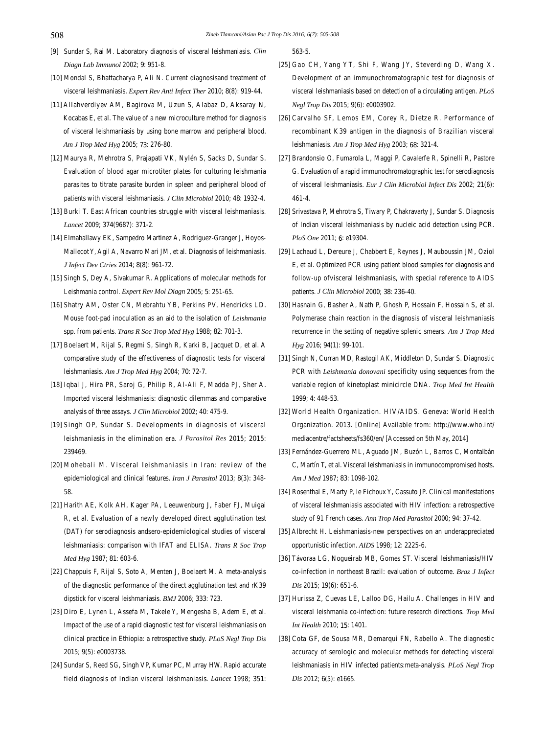[9] Sundar S, Rai M. Laboratory diagnosis of visceral leishmaniasis. *Clin Diagn Lab Immunol* 2002; 9: 951-8.

[10] Mondal S, Bhattacharya P, Ali N. Current diagnosisand treatment of visceral leishmaniasis. *Expert Rev Anti Infect Ther* 2010; 8(8): 919-44.

[11] Allahverdiyev AM, Bagirova M, Uzun S, Alabaz D, Aksaray N, Kocabas E, et al. The value of a new microculture method for diagnosis of visceral leishmaniasis by using bone marrow and peripheral blood. *Am J Trop Med Hyg* 2005; 73: 276-80.

[12] Maurya R, Mehrotra S, Prajapati VK, Nylén S, Sacks D, Sundar S. Evaluation of blood agar microtiter plates for culturing leishmania parasites to titrate parasite burden in spleen and peripheral blood of patients with visceral leishmaniasis. *J Clin Microbiol* 2010; 48: 1932-4.

[13] Burki T. East African countries struggle with visceral leishmaniasis. *Lancet* 2009; 374(9687): 371-2.

[14] Elmahallawy EK, Sampedro Martinez A, Rodriguez-Granger J, Hoyos-Mallecot Y, Agil A, Navarro Mari JM, et al. Diagnosis of leishmaniasis. *J Infect Dev Ctries* 2014; 8(8): 961-72.

[15] Singh S, Dey A, Sivakumar R. Applications of molecular methods for Leishmania control. *Expert Rev Mol Diagn* 2005; 5: 251-65.

[16] Shatry AM, Oster CN, Mebrahtu YB, Perkins PV, Hendricks LD. Mouse foot-pad inoculation as an aid to the isolation of *Leishmania* spp. from patients. *Trans R Soc Trop Med Hyg* 1988; 82: 701-3.

[17] Boelaert M, Rijal S, Regmi S, Singh R, Karki B, Jacquet D, et al. A comparative study of the effectiveness of diagnostic tests for visceral leishmaniasis. *Am J Trop Med Hyg* 2004; 70: 72-7.

[18] Iqbal J, Hira PR, Saroj G, Philip R, Al-Ali F, Madda PJ, Sher A. Imported visceral leishmaniasis: diagnostic dilemmas and comparative analysis of three assays. *J Clin Microbiol* 2002; 40: 475-9.

[19] Singh OP, Sundar S. Developments in diagnosis of visceral leishmaniasis in the elimination era. *J Parasitol Res* 2015; 2015: 239469.

[20] Mohebali M. Visceral leishmaniasis in Iran: review of the epidemiological and clinical features. *Iran J Parasitol* 2013; 8(3): 348-58.

[21] Harith AE, Kolk AH, Kager PA, Leeuwenburg J, Faber FJ, Muigai R, et al. Evaluation of a newly developed direct agglutination test (DAT) for serodiagnosis andsero-epidemiological studies of visceral leishmaniasis: comparison with IFAT and ELISA. *Trans R Soc Trop Med Hyg* 1987; 81: 603-6.

[22] Chappuis F, Rijal S, Soto A, Menten J, Boelaert M. A meta-analysis of the diagnostic performance of the direct agglutination test and rK39 dipstick for visceral leishmaniasis. *BMJ* 2006; 333: 723.

[23] Diro E, Lynen L, Assefa M, Takele Y, Mengesha B, Adem E, et al. Impact of the use of a rapid diagnostic test for visceral leishmaniasis on clinical practice in Ethiopia: a retrospective study. *PLoS Negl Trop Dis* 2015; 9(5): e0003738.

[24] Sundar S, Reed SG, Singh VP, Kumar PC, Murray HW. Rapid accurate field diagnosis of Indian visceral leishmaniasis. *Lancet* 1998; 351: 563-5.

[25] Gao CH, Yang YT, Shi F, Wang JY, Steverding D, Wang X. Development of an immunochromatographic test for diagnosis of visceral leishmaniasis based on detection of a circulating antigen. *PLoS Negl Trop Dis* 2015; 9(6): e0003902.

[26] Carvalho SF, Lemos EM, Corey R, Dietze R. Performance of recombinant K39 antigen in the diagnosis of Brazilian visceral leishmaniasis. *Am J Trop Med Hyg* 2003; 68: 321-4.

[27] Brandonsio O, Fumarola L, Maggi P, Cavalerfe R, Spinelli R, Pastore G. Evaluation of a rapid immunochromatographic test for serodiagnosis of visceral leishmaniasis. *Eur J Clin Microbiol Infect Dis* 2002; 21(6): 461-4.

[28] Srivastava P, Mehrotra S, Tiwary P, Chakravarty J, Sundar S. Diagnosis of Indian visceral leishmaniasis by nucleic acid detection using PCR. *PloS One* 2011; 6: e19304.

[29] Lachaud L, Dereure J, Chabbert E, Reynes J, Mauboussin JM, Oziol E, et al. Optimized PCR using patient blood samples for diagnosis and follow-up ofvisceral leishmaniasis, with special reference to AIDS patients. *J Clin Microbiol* 2000; 38: 236-40.

[30] Hasnain G, Basher A, Nath P, Ghosh P, Hossain F, Hossain S, et al. Polymerase chain reaction in the diagnosis of visceral leishmaniasis recurrence in the setting of negative splenic smears. *Am J Trop Med Hyg* 2016; 94(1): 99-101.

[31] Singh N, Curran MD, Rastogil AK, Middleton D, Sundar S. Diagnostic PCR with *Leishmania donovani* specificity using sequences from the variable region of kinetoplast minicircle DNA. *Trop Med Int Health* 1999; 4: 448-53.

[32] World Health Organization. HIV/AIDS. Geneva: World Health Organization. 2013. [Online] Available from: http://www.who.int/mediacentre/factsheets/fs360/en/ [Accessed on 5th May, 2014]

[33] Fernández-Guerrero ML, Aguado JM, Buzón L, Barros C, Montalbán C, Martín T, et al. Visceral leishmaniasis in immunocompromised hosts. *Am J Med* 1987; 83: 1098-102.

[34] Rosenthal E, Marty P, le Fichoux Y, Cassuto JP. Clinical manifestations of visceral leishmaniasis associated with HIV infection: a retrospective study of 91 French cases. *Ann Trop Med Parasitol* 2000; 94: 37-42.

[35] Albrecht H. Leishmaniasis-new perspectives on an underappreciated opportunistic infection. *AIDS* 1998; 12: 2225-6.

[36] Távoraa LG, Nogueirab MB, Gomes ST. Visceral leishmaniasis/HIV co-infection in northeast Brazil: evaluation of outcome. *Braz J Infect Dis* 2015; 19(6): 651-6.

[37] Hurissa Z, Cuevas LE, Lalloo DG, Hailu A. Challenges in HIV and visceral leishmania co-infection: future research directions. *Trop Med Int Health* 2010; 15: 1401.

[38] Cota GF, de Sousa MR, Demarqui FN, Rabello A. The diagnostic accuracy of serologic and molecular methods for detecting visceral leishmaniasis in HIV infected patients:meta-analysis. *PLoS Negl Trop Dis* 2012; 6(5): e1665.